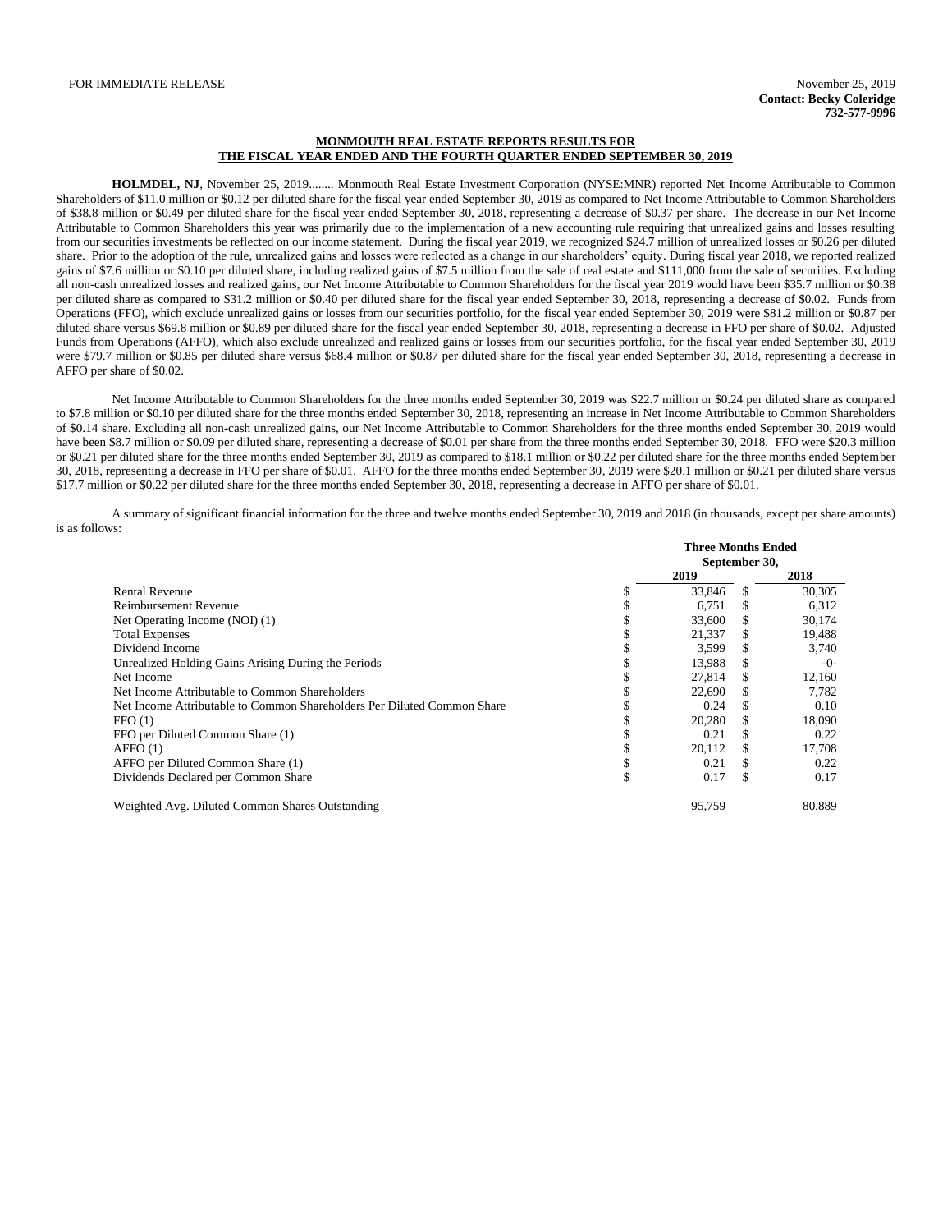FOR IMMEDIATE RELEASE

November 25, 2019
**Contact: Becky Coleridge**
**732-577-9996**

## MONMOUTH REAL ESTATE REPORTS RESULTS FOR THE FISCAL YEAR ENDED AND THE FOURTH QUARTER ENDED SEPTEMBER 30, 2019

**HOLMDEL, NJ**, November 25, 2019........ Monmouth Real Estate Investment Corporation (NYSE:MNR) reported Net Income Attributable to Common Shareholders of $11.0 million or $0.12 per diluted share for the fiscal year ended September 30, 2019 as compared to Net Income Attributable to Common Shareholders of $38.8 million or $0.49 per diluted share for the fiscal year ended September 30, 2018, representing a decrease of $0.37 per share. The decrease in our Net Income Attributable to Common Shareholders this year was primarily due to the implementation of a new accounting rule requiring that unrealized gains and losses resulting from our securities investments be reflected on our income statement. During the fiscal year 2019, we recognized $24.7 million of unrealized losses or $0.26 per diluted share. Prior to the adoption of the rule, unrealized gains and losses were reflected as a change in our shareholders' equity. During fiscal year 2018, we reported realized gains of $7.6 million or $0.10 per diluted share, including realized gains of $7.5 million from the sale of real estate and $111,000 from the sale of securities. Excluding all non-cash unrealized losses and realized gains, our Net Income Attributable to Common Shareholders for the fiscal year 2019 would have been $35.7 million or $0.38 per diluted share as compared to $31.2 million or $0.40 per diluted share for the fiscal year ended September 30, 2018, representing a decrease of $0.02. Funds from Operations (FFO), which exclude unrealized gains or losses from our securities portfolio, for the fiscal year ended September 30, 2019 were $81.2 million or $0.87 per diluted share versus $69.8 million or $0.89 per diluted share for the fiscal year ended September 30, 2018, representing a decrease in FFO per share of $0.02. Adjusted Funds from Operations (AFFO), which also exclude unrealized and realized gains or losses from our securities portfolio, for the fiscal year ended September 30, 2019 were $79.7 million or $0.85 per diluted share versus $68.4 million or $0.87 per diluted share for the fiscal year ended September 30, 2018, representing a decrease in AFFO per share of $0.02.

Net Income Attributable to Common Shareholders for the three months ended September 30, 2019 was $22.7 million or $0.24 per diluted share as compared to $7.8 million or $0.10 per diluted share for the three months ended September 30, 2018, representing an increase in Net Income Attributable to Common Shareholders of $0.14 share. Excluding all non-cash unrealized gains, our Net Income Attributable to Common Shareholders for the three months ended September 30, 2019 would have been $8.7 million or $0.09 per diluted share, representing a decrease of $0.01 per share from the three months ended September 30, 2018. FFO were $20.3 million or $0.21 per diluted share for the three months ended September 30, 2019 as compared to $18.1 million or $0.22 per diluted share for the three months ended September 30, 2018, representing a decrease in FFO per share of $0.01. AFFO for the three months ended September 30, 2019 were $20.1 million or $0.21 per diluted share versus $17.7 million or $0.22 per diluted share for the three months ended September 30, 2018, representing a decrease in AFFO per share of $0.01.

A summary of significant financial information for the three and twelve months ended September 30, 2019 and 2018 (in thousands, except per share amounts) is as follows:

| | Three Months Ended September 30, | |
|---|---|---|
| | 2019 | 2018 |
| Rental Revenue | $ 33,846 | $ 30,305 |
| Reimbursement Revenue | $ 6,751 | $ 6,312 |
| Net Operating Income (NOI) (1) | $ 33,600 | $ 30,174 |
| Total Expenses | $ 21,337 | $ 19,488 |
| Dividend Income | $ 3,599 | $ 3,740 |
| Unrealized Holding Gains Arising During the Periods | $ 13,988 | $ -0- |
| Net Income | $ 27,814 | $ 12,160 |
| Net Income Attributable to Common Shareholders | $ 22,690 | $ 7,782 |
| Net Income Attributable to Common Shareholders Per Diluted Common Share | $ 0.24 | $ 0.10 |
| FFO (1) | $ 20,280 | $ 18,090 |
| FFO per Diluted Common Share (1) | $ 0.21 | $ 0.22 |
| AFFO (1) | $ 20,112 | $ 17,708 |
| AFFO per Diluted Common Share (1) | $ 0.21 | $ 0.22 |
| Dividends Declared per Common Share | $ 0.17 | $ 0.17 |
| Weighted Avg. Diluted Common Shares Outstanding | 95,759 | 80,889 |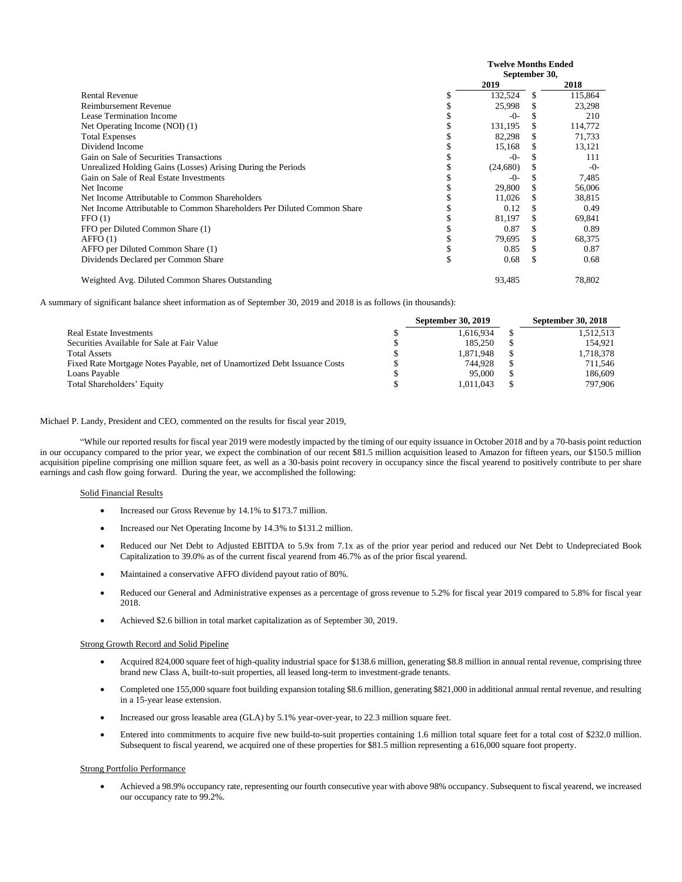| | Twelve Months Ended September 30, | |
|---|---|---|
| | 2019 | 2018 |
| Rental Revenue | $ 132,524 | $ 115,864 |
| Reimbursement Revenue | $ 25,998 | $ 23,298 |
| Lease Termination Income | $ -0- | $ 210 |
| Net Operating Income (NOI) (1) | $ 131,195 | $ 114,772 |
| Total Expenses | $ 82,298 | $ 71,733 |
| Dividend Income | $ 15,168 | $ 13,121 |
| Gain on Sale of Securities Transactions | $ -0- | $ 111 |
| Unrealized Holding Gains (Losses) Arising During the Periods | $ (24,680) | $ -0- |
| Gain on Sale of Real Estate Investments | $ -0- | $ 7,485 |
| Net Income | $ 29,800 | $ 56,006 |
| Net Income Attributable to Common Shareholders | $ 11,026 | $ 38,815 |
| Net Income Attributable to Common Shareholders Per Diluted Common Share | $ 0.12 | $ 0.49 |
| FFO (1) | $ 81,197 | $ 69,841 |
| FFO per Diluted Common Share (1) | $ 0.87 | $ 0.89 |
| AFFO (1) | $ 79,695 | $ 68,375 |
| AFFO per Diluted Common Share (1) | $ 0.85 | $ 0.87 |
| Dividends Declared per Common Share | $ 0.68 | $ 0.68 |
| Weighted Avg. Diluted Common Shares Outstanding | 93,485 | 78,802 |

A summary of significant balance sheet information as of September 30, 2019 and 2018 is as follows (in thousands):

| | September 30, 2019 | September 30, 2018 |
|---|---|---|
| Real Estate Investments | $ 1,616,934 | $ 1,512,513 |
| Securities Available for Sale at Fair Value | $ 185,250 | $ 154,921 |
| Total Assets | $ 1,871,948 | $ 1,718,378 |
| Fixed Rate Mortgage Notes Payable, net of Unamortized Debt Issuance Costs | $ 744,928 | $ 711,546 |
| Loans Payable | $ 95,000 | $ 186,609 |
| Total Shareholders' Equity | $ 1,011,043 | $ 797,906 |

Michael P. Landy, President and CEO, commented on the results for fiscal year 2019,

"While our reported results for fiscal year 2019 were modestly impacted by the timing of our equity issuance in October 2018 and by a 70-basis point reduction in our occupancy compared to the prior year, we expect the combination of our recent $81.5 million acquisition leased to Amazon for fifteen years, our $150.5 million acquisition pipeline comprising one million square feet, as well as a 30-basis point recovery in occupancy since the fiscal yearend to positively contribute to per share earnings and cash flow going forward. During the year, we accomplished the following:

Solid Financial Results

- Increased our Gross Revenue by 14.1% to $173.7 million.
- Increased our Net Operating Income by 14.3% to $131.2 million.
- Reduced our Net Debt to Adjusted EBITDA to 5.9x from 7.1x as of the prior year period and reduced our Net Debt to Undepreciated Book Capitalization to 39.0% as of the current fiscal yearend from 46.7% as of the prior fiscal yearend.
- Maintained a conservative AFFO dividend payout ratio of 80%.
- Reduced our General and Administrative expenses as a percentage of gross revenue to 5.2% for fiscal year 2019 compared to 5.8% for fiscal year 2018.
- Achieved $2.6 billion in total market capitalization as of September 30, 2019.

Strong Growth Record and Solid Pipeline

- Acquired 824,000 square feet of high-quality industrial space for $138.6 million, generating $8.8 million in annual rental revenue, comprising three brand new Class A, built-to-suit properties, all leased long-term to investment-grade tenants.
- Completed one 155,000 square foot building expansion totaling $8.6 million, generating $821,000 in additional annual rental revenue, and resulting in a 15-year lease extension.
- Increased our gross leasable area (GLA) by 5.1% year-over-year, to 22.3 million square feet.
- Entered into commitments to acquire five new build-to-suit properties containing 1.6 million total square feet for a total cost of $232.0 million. Subsequent to fiscal yearend, we acquired one of these properties for $81.5 million representing a 616,000 square foot property.

Strong Portfolio Performance

- Achieved a 98.9% occupancy rate, representing our fourth consecutive year with above 98% occupancy. Subsequent to fiscal yearend, we increased our occupancy rate to 99.2%.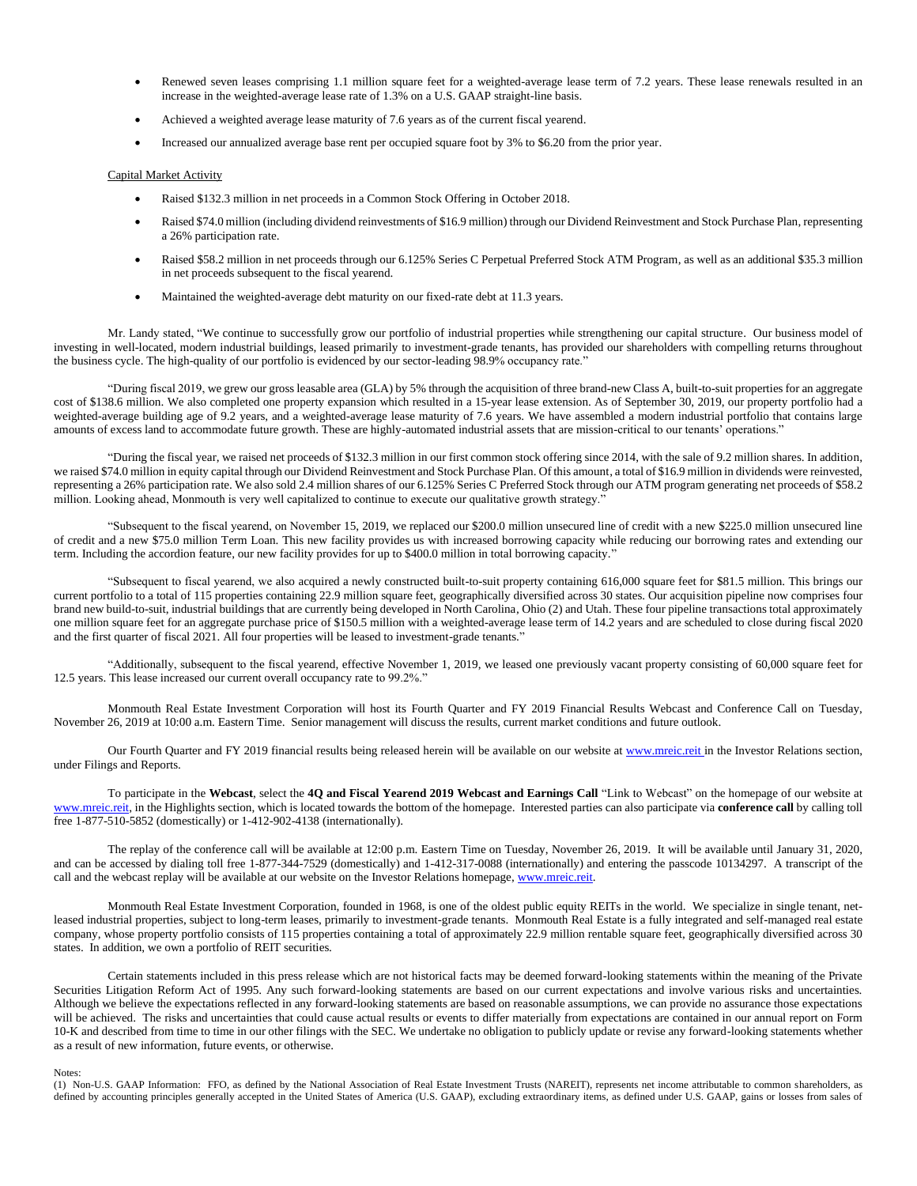- Renewed seven leases comprising 1.1 million square feet for a weighted-average lease term of 7.2 years. These lease renewals resulted in an increase in the weighted-average lease rate of 1.3% on a U.S. GAAP straight-line basis.
- Achieved a weighted average lease maturity of 7.6 years as of the current fiscal yearend.
- Increased our annualized average base rent per occupied square foot by 3% to $6.20 from the prior year.

Capital Market Activity

- Raised $132.3 million in net proceeds in a Common Stock Offering in October 2018.
- Raised $74.0 million (including dividend reinvestments of $16.9 million) through our Dividend Reinvestment and Stock Purchase Plan, representing a 26% participation rate.
- Raised $58.2 million in net proceeds through our 6.125% Series C Perpetual Preferred Stock ATM Program, as well as an additional $35.3 million in net proceeds subsequent to the fiscal yearend.
- Maintained the weighted-average debt maturity on our fixed-rate debt at 11.3 years.

Mr. Landy stated, "We continue to successfully grow our portfolio of industrial properties while strengthening our capital structure. Our business model of investing in well-located, modern industrial buildings, leased primarily to investment-grade tenants, has provided our shareholders with compelling returns throughout the business cycle. The high-quality of our portfolio is evidenced by our sector-leading 98.9% occupancy rate."

"During fiscal 2019, we grew our gross leasable area (GLA) by 5% through the acquisition of three brand-new Class A, built-to-suit properties for an aggregate cost of $138.6 million. We also completed one property expansion which resulted in a 15-year lease extension. As of September 30, 2019, our property portfolio had a weighted-average building age of 9.2 years, and a weighted-average lease maturity of 7.6 years. We have assembled a modern industrial portfolio that contains large amounts of excess land to accommodate future growth. These are highly-automated industrial assets that are mission-critical to our tenants' operations."

"During the fiscal year, we raised net proceeds of $132.3 million in our first common stock offering since 2014, with the sale of 9.2 million shares. In addition, we raised $74.0 million in equity capital through our Dividend Reinvestment and Stock Purchase Plan. Of this amount, a total of $16.9 million in dividends were reinvested, representing a 26% participation rate. We also sold 2.4 million shares of our 6.125% Series C Preferred Stock through our ATM program generating net proceeds of $58.2 million. Looking ahead, Monmouth is very well capitalized to continue to execute our qualitative growth strategy."

"Subsequent to the fiscal yearend, on November 15, 2019, we replaced our $200.0 million unsecured line of credit with a new $225.0 million unsecured line of credit and a new $75.0 million Term Loan. This new facility provides us with increased borrowing capacity while reducing our borrowing rates and extending our term. Including the accordion feature, our new facility provides for up to $400.0 million in total borrowing capacity."

"Subsequent to fiscal yearend, we also acquired a newly constructed built-to-suit property containing 616,000 square feet for $81.5 million. This brings our current portfolio to a total of 115 properties containing 22.9 million square feet, geographically diversified across 30 states. Our acquisition pipeline now comprises four brand new build-to-suit, industrial buildings that are currently being developed in North Carolina, Ohio (2) and Utah. These four pipeline transactions total approximately one million square feet for an aggregate purchase price of $150.5 million with a weighted-average lease term of 14.2 years and are scheduled to close during fiscal 2020 and the first quarter of fiscal 2021. All four properties will be leased to investment-grade tenants."

"Additionally, subsequent to the fiscal yearend, effective November 1, 2019, we leased one previously vacant property consisting of 60,000 square feet for 12.5 years. This lease increased our current overall occupancy rate to 99.2%."

Monmouth Real Estate Investment Corporation will host its Fourth Quarter and FY 2019 Financial Results Webcast and Conference Call on Tuesday, November 26, 2019 at 10:00 a.m. Eastern Time. Senior management will discuss the results, current market conditions and future outlook.

Our Fourth Quarter and FY 2019 financial results being released herein will be available on our website at www.mreic.reit in the Investor Relations section, under Filings and Reports.

To participate in the **Webcast**, select the **4Q and Fiscal Yearend 2019 Webcast and Earnings Call** "Link to Webcast" on the homepage of our website at www.mreic.reit, in the Highlights section, which is located towards the bottom of the homepage. Interested parties can also participate via **conference call** by calling toll free 1-877-510-5852 (domestically) or 1-412-902-4138 (internationally).

The replay of the conference call will be available at 12:00 p.m. Eastern Time on Tuesday, November 26, 2019. It will be available until January 31, 2020, and can be accessed by dialing toll free 1-877-344-7529 (domestically) and 1-412-317-0088 (internationally) and entering the passcode 10134297. A transcript of the call and the webcast replay will be available at our website on the Investor Relations homepage, www.mreic.reit.

Monmouth Real Estate Investment Corporation, founded in 1968, is one of the oldest public equity REITs in the world. We specialize in single tenant, net-leased industrial properties, subject to long-term leases, primarily to investment-grade tenants. Monmouth Real Estate is a fully integrated and self-managed real estate company, whose property portfolio consists of 115 properties containing a total of approximately 22.9 million rentable square feet, geographically diversified across 30 states. In addition, we own a portfolio of REIT securities.

Certain statements included in this press release which are not historical facts may be deemed forward-looking statements within the meaning of the Private Securities Litigation Reform Act of 1995. Any such forward-looking statements are based on our current expectations and involve various risks and uncertainties. Although we believe the expectations reflected in any forward-looking statements are based on reasonable assumptions, we can provide no assurance those expectations will be achieved. The risks and uncertainties that could cause actual results or events to differ materially from expectations are contained in our annual report on Form 10-K and described from time to time in our other filings with the SEC. We undertake no obligation to publicly update or revise any forward-looking statements whether as a result of new information, future events, or otherwise.

Notes:
(1) Non-U.S. GAAP Information: FFO, as defined by the National Association of Real Estate Investment Trusts (NAREIT), represents net income attributable to common shareholders, as defined by accounting principles generally accepted in the United States of America (U.S. GAAP), excluding extraordinary items, as defined under U.S. GAAP, gains or losses from sales of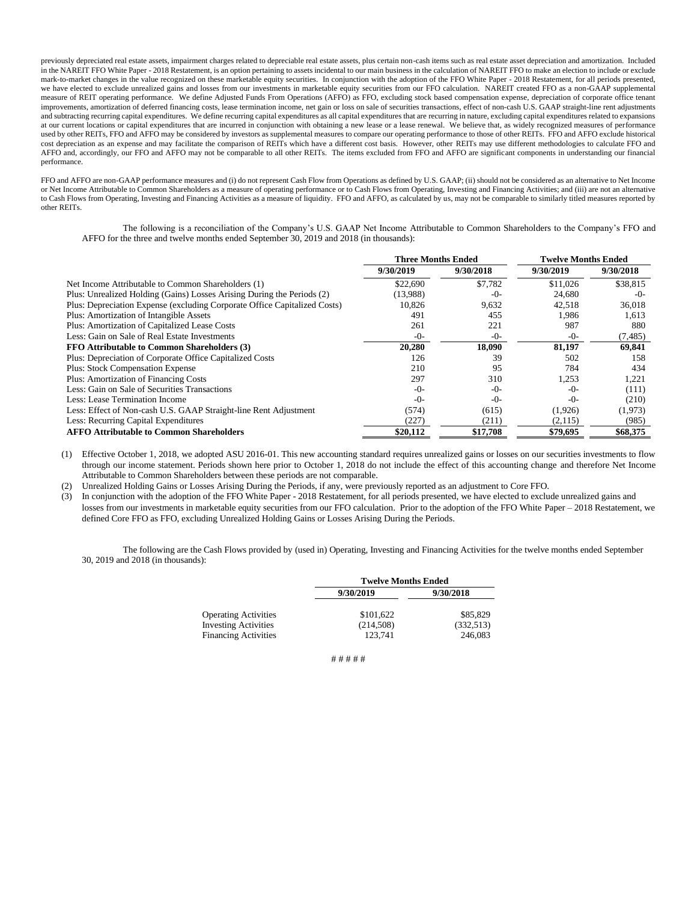previously depreciated real estate assets, impairment charges related to depreciable real estate assets, plus certain non-cash items such as real estate asset depreciation and amortization. Included in the NAREIT FFO White Paper - 2018 Restatement, is an option pertaining to assets incidental to our main business in the calculation of NAREIT FFO to make an election to include or exclude mark-to-market changes in the value recognized on these marketable equity securities. In conjunction with the adoption of the FFO White Paper - 2018 Restatement, for all periods presented, we have elected to exclude unrealized gains and losses from our investments in marketable equity securities from our FFO calculation. NAREIT created FFO as a non-GAAP supplemental measure of REIT operating performance. We define Adjusted Funds From Operations (AFFO) as FFO, excluding stock based compensation expense, depreciation of corporate office tenant improvements, amortization of deferred financing costs, lease termination income, net gain or loss on sale of securities transactions, effect of non-cash U.S. GAAP straight-line rent adjustments and subtracting recurring capital expenditures. We define recurring capital expenditures as all capital expenditures that are recurring in nature, excluding capital expenditures related to expansions at our current locations or capital expenditures that are incurred in conjunction with obtaining a new lease or a lease renewal. We believe that, as widely recognized measures of performance used by other REITs, FFO and AFFO may be considered by investors as supplemental measures to compare our operating performance to those of other REITs. FFO and AFFO exclude historical cost depreciation as an expense and may facilitate the comparison of REITs which have a different cost basis. However, other REITs may use different methodologies to calculate FFO and AFFO and, accordingly, our FFO and AFFO may not be comparable to all other REITs. The items excluded from FFO and AFFO are significant components in understanding our financial performance.

FFO and AFFO are non-GAAP performance measures and (i) do not represent Cash Flow from Operations as defined by U.S. GAAP; (ii) should not be considered as an alternative to Net Income or Net Income Attributable to Common Shareholders as a measure of operating performance or to Cash Flows from Operating, Investing and Financing Activities; and (iii) are not an alternative to Cash Flows from Operating, Investing and Financing Activities as a measure of liquidity. FFO and AFFO, as calculated by us, may not be comparable to similarly titled measures reported by other REITs.

The following is a reconciliation of the Company's U.S. GAAP Net Income Attributable to Common Shareholders to the Company's FFO and AFFO for the three and twelve months ended September 30, 2019 and 2018 (in thousands):

| | Three Months Ended | | Twelve Months Ended | |
|---|---|---|---|---|
| | 9/30/2019 | 9/30/2018 | 9/30/2019 | 9/30/2018 |
| Net Income Attributable to Common Shareholders (1) | $22,690 | $7,782 | $11,026 | $38,815 |
| Plus: Unrealized Holding (Gains) Losses Arising During the Periods (2) | (13,988) | -0- | 24,680 | -0- |
| Plus: Depreciation Expense (excluding Corporate Office Capitalized Costs) | 10,826 | 9,632 | 42,518 | 36,018 |
| Plus: Amortization of Intangible Assets | 491 | 455 | 1,986 | 1,613 |
| Plus: Amortization of Capitalized Lease Costs | 261 | 221 | 987 | 880 |
| Less: Gain on Sale of Real Estate Investments | -0- | -0- | -0- | (7,485) |
| **FFO Attributable to Common Shareholders (3)** | **20,280** | **18,090** | **81,197** | **69,841** |
| Plus: Depreciation of Corporate Office Capitalized Costs | 126 | 39 | 502 | 158 |
| Plus: Stock Compensation Expense | 210 | 95 | 784 | 434 |
| Plus: Amortization of Financing Costs | 297 | 310 | 1,253 | 1,221 |
| Less: Gain on Sale of Securities Transactions | -0- | -0- | -0- | (111) |
| Less: Lease Termination Income | -0- | -0- | -0- | (210) |
| Less: Effect of Non-cash U.S. GAAP Straight-line Rent Adjustment | (574) | (615) | (1,926) | (1,973) |
| Less: Recurring Capital Expenditures | (227) | (211) | (2,115) | (985) |
| **AFFO Attributable to Common Shareholders** | **$20,112** | **$17,708** | **$79,695** | **$68,375** |

(1) Effective October 1, 2018, we adopted ASU 2016-01. This new accounting standard requires unrealized gains or losses on our securities investments to flow through our income statement. Periods shown here prior to October 1, 2018 do not include the effect of this accounting change and therefore Net Income Attributable to Common Shareholders between these periods are not comparable.

(2) Unrealized Holding Gains or Losses Arising During the Periods, if any, were previously reported as an adjustment to Core FFO.

(3) In conjunction with the adoption of the FFO White Paper - 2018 Restatement, for all periods presented, we have elected to exclude unrealized gains and losses from our investments in marketable equity securities from our FFO calculation. Prior to the adoption of the FFO White Paper – 2018 Restatement, we defined Core FFO as FFO, excluding Unrealized Holding Gains or Losses Arising During the Periods.

The following are the Cash Flows provided by (used in) Operating, Investing and Financing Activities for the twelve months ended September 30, 2019 and 2018 (in thousands):

| | Twelve Months Ended | |
|---|---|---|
| | 9/30/2019 | 9/30/2018 |
| Operating Activities | $101,622 | $85,829 |
| Investing Activities | (214,508) | (332,513) |
| Financing Activities | 123,741 | 246,083 |

# # # # #